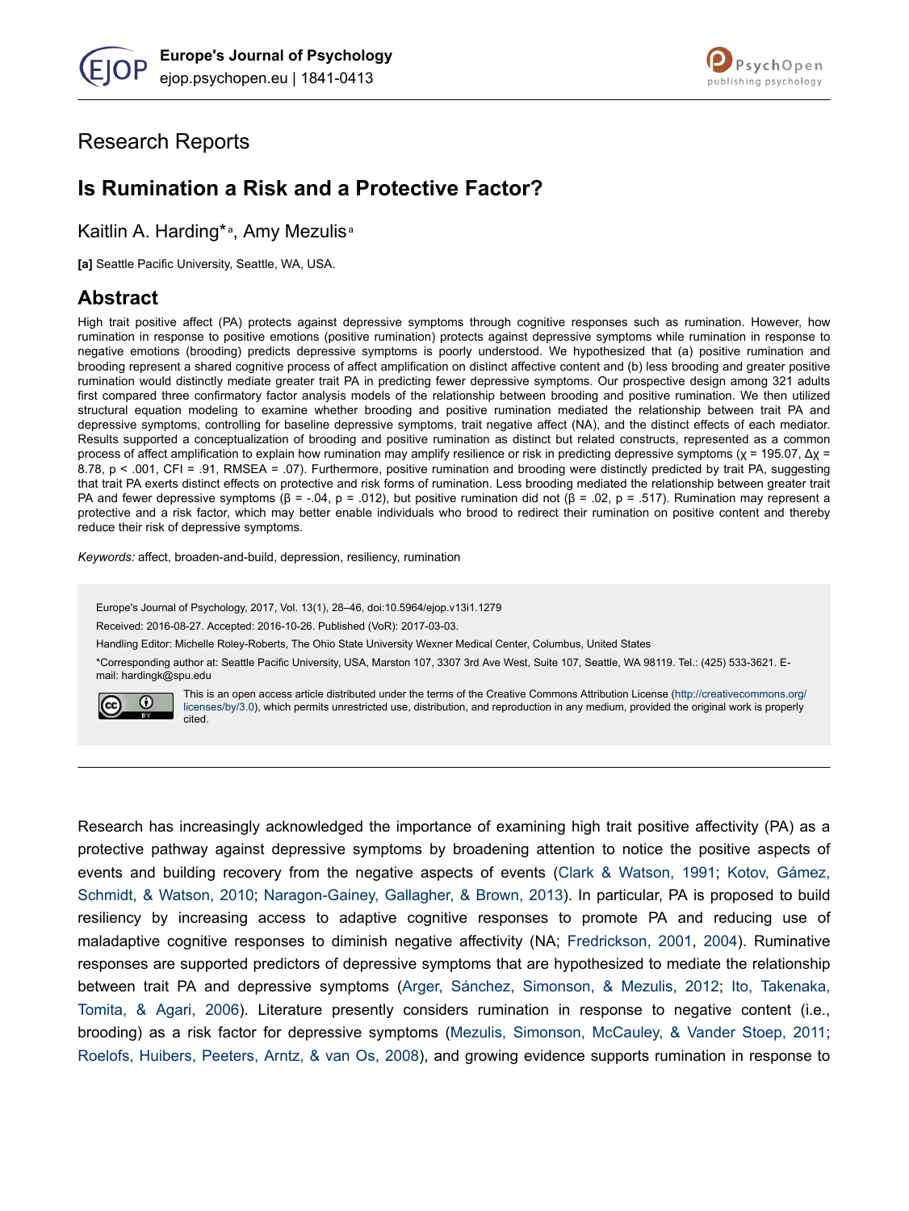Research Reports

# Is Rumination a Risk and a Protective Factor?

Kaitlin A. Harding*[a], Amy Mezulis[a]

**[a]** Seattle Pacific University, Seattle, WA, USA.

## Abstract

High trait positive affect (PA) protects against depressive symptoms through cognitive responses such as rumination. However, how rumination in response to positive emotions (positive rumination) protects against depressive symptoms while rumination in response to negative emotions (brooding) predicts depressive symptoms is poorly understood. We hypothesized that (a) positive rumination and brooding represent a shared cognitive process of affect amplification on distinct affective content and (b) less brooding and greater positive rumination would distinctly mediate greater trait PA in predicting fewer depressive symptoms. Our prospective design among 321 adults first compared three confirmatory factor analysis models of the relationship between brooding and positive rumination. We then utilized structural equation modeling to examine whether brooding and positive rumination mediated the relationship between trait PA and depressive symptoms, controlling for baseline depressive symptoms, trait negative affect (NA), and the distinct effects of each mediator. Results supported a conceptualization of brooding and positive rumination as distinct but related constructs, represented as a common process of affect amplification to explain how rumination may amplify resilience or risk in predicting depressive symptoms ($\chi$ = 195.07, $\Delta\chi$ = 8.78, $p < .001$, CFI = .91, RMSEA = .07). Furthermore, positive rumination and brooding were distinctly predicted by trait PA, suggesting that trait PA exerts distinct effects on protective and risk forms of rumination. Less brooding mediated the relationship between greater trait PA and fewer depressive symptoms ($\beta = -.04$, $p = .012$), but positive rumination did not ($\beta = .02$, $p = .517$). Rumination may represent a protective and a risk factor, which may better enable individuals who brood to redirect their rumination on positive content and thereby reduce their risk of depressive symptoms.

*Keywords:* affect, broaden-and-build, depression, resiliency, rumination

Europe's Journal of Psychology, 2017, Vol. 13(1), 28–46, doi:10.5964/ejop.v13i1.1279

Received: 2016-08-27. Accepted: 2016-10-26. Published (VoR): 2017-03-03.

Handling Editor: Michelle Roley-Roberts, The Ohio State University Wexner Medical Center, Columbus, United States

*Corresponding author at: Seattle Pacific University, USA, Marston 107, 3307 3rd Ave West, Suite 107, Seattle, WA 98119. Tel.: (425) 533-3621. E-mail: hardingk@spu.edu

This is an open access article distributed under the terms of the Creative Commons Attribution License (http://creativecommons.org/licenses/by/3.0), which permits unrestricted use, distribution, and reproduction in any medium, provided the original work is properly cited.

---

Research has increasingly acknowledged the importance of examining high trait positive affectivity (PA) as a protective pathway against depressive symptoms by broadening attention to notice the positive aspects of events and building recovery from the negative aspects of events (Clark & Watson, 1991; Kotov, Gámez, Schmidt, & Watson, 2010; Naragon-Gainey, Gallagher, & Brown, 2013). In particular, PA is proposed to build resiliency by increasing access to adaptive cognitive responses to promote PA and reducing use of maladaptive cognitive responses to diminish negative affectivity (NA; Fredrickson, 2001, 2004). Ruminative responses are supported predictors of depressive symptoms that are hypothesized to mediate the relationship between trait PA and depressive symptoms (Arger, Sánchez, Simonson, & Mezulis, 2012; Ito, Takenaka, Tomita, & Agari, 2006). Literature presently considers rumination in response to negative content (i.e., brooding) as a risk factor for depressive symptoms (Mezulis, Simonson, McCauley, & Vander Stoep, 2011; Roelofs, Huibers, Peeters, Arntz, & van Os, 2008), and growing evidence supports rumination in response to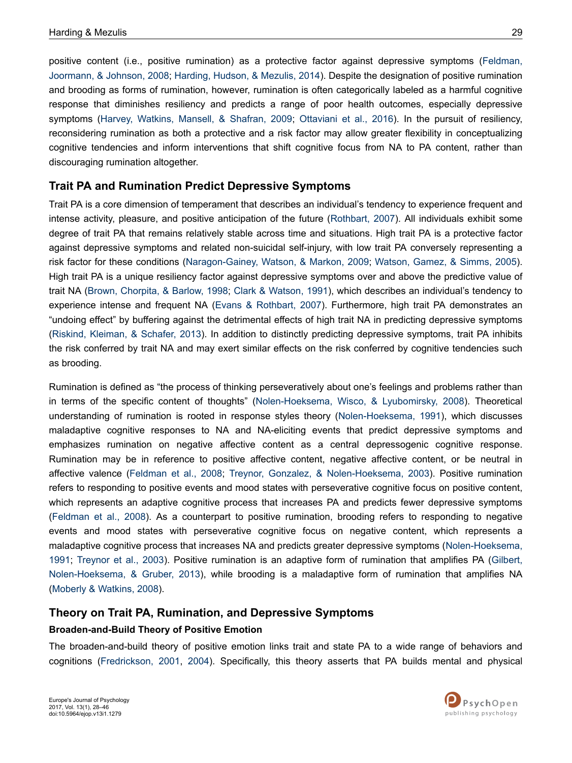positive content (i.e., positive rumination) as a protective factor against depressive symptoms (Feldman, Joormann, & Johnson, 2008; Harding, Hudson, & Mezulis, 2014). Despite the designation of positive rumination and brooding as forms of rumination, however, rumination is often categorically labeled as a harmful cognitive response that diminishes resiliency and predicts a range of poor health outcomes, especially depressive symptoms (Harvey, Watkins, Mansell, & Shafran, 2009; Ottaviani et al., 2016). In the pursuit of resiliency, reconsidering rumination as both a protective and a risk factor may allow greater flexibility in conceptualizing cognitive tendencies and inform interventions that shift cognitive focus from NA to PA content, rather than discouraging rumination altogether.

## Trait PA and Rumination Predict Depressive Symptoms

Trait PA is a core dimension of temperament that describes an individual's tendency to experience frequent and intense activity, pleasure, and positive anticipation of the future (Rothbart, 2007). All individuals exhibit some degree of trait PA that remains relatively stable across time and situations. High trait PA is a protective factor against depressive symptoms and related non-suicidal self-injury, with low trait PA conversely representing a risk factor for these conditions (Naragon-Gainey, Watson, & Markon, 2009; Watson, Gamez, & Simms, 2005). High trait PA is a unique resiliency factor against depressive symptoms over and above the predictive value of trait NA (Brown, Chorpita, & Barlow, 1998; Clark & Watson, 1991), which describes an individual's tendency to experience intense and frequent NA (Evans & Rothbart, 2007). Furthermore, high trait PA demonstrates an "undoing effect" by buffering against the detrimental effects of high trait NA in predicting depressive symptoms (Riskind, Kleiman, & Schafer, 2013). In addition to distinctly predicting depressive symptoms, trait PA inhibits the risk conferred by trait NA and may exert similar effects on the risk conferred by cognitive tendencies such as brooding.

Rumination is defined as "the process of thinking perseveratively about one's feelings and problems rather than in terms of the specific content of thoughts" (Nolen-Hoeksema, Wisco, & Lyubomirsky, 2008). Theoretical understanding of rumination is rooted in response styles theory (Nolen-Hoeksema, 1991), which discusses maladaptive cognitive responses to NA and NA-eliciting events that predict depressive symptoms and emphasizes rumination on negative affective content as a central depressogenic cognitive response. Rumination may be in reference to positive affective content, negative affective content, or be neutral in affective valence (Feldman et al., 2008; Treynor, Gonzalez, & Nolen-Hoeksema, 2003). Positive rumination refers to responding to positive events and mood states with perseverative cognitive focus on positive content, which represents an adaptive cognitive process that increases PA and predicts fewer depressive symptoms (Feldman et al., 2008). As a counterpart to positive rumination, brooding refers to responding to negative events and mood states with perseverative cognitive focus on negative content, which represents a maladaptive cognitive process that increases NA and predicts greater depressive symptoms (Nolen-Hoeksema, 1991; Treynor et al., 2003). Positive rumination is an adaptive form of rumination that amplifies PA (Gilbert, Nolen-Hoeksema, & Gruber, 2013), while brooding is a maladaptive form of rumination that amplifies NA (Moberly & Watkins, 2008).

## Theory on Trait PA, Rumination, and Depressive Symptoms

### Broaden-and-Build Theory of Positive Emotion

The broaden-and-build theory of positive emotion links trait and state PA to a wide range of behaviors and cognitions (Fredrickson, 2001, 2004). Specifically, this theory asserts that PA builds mental and physical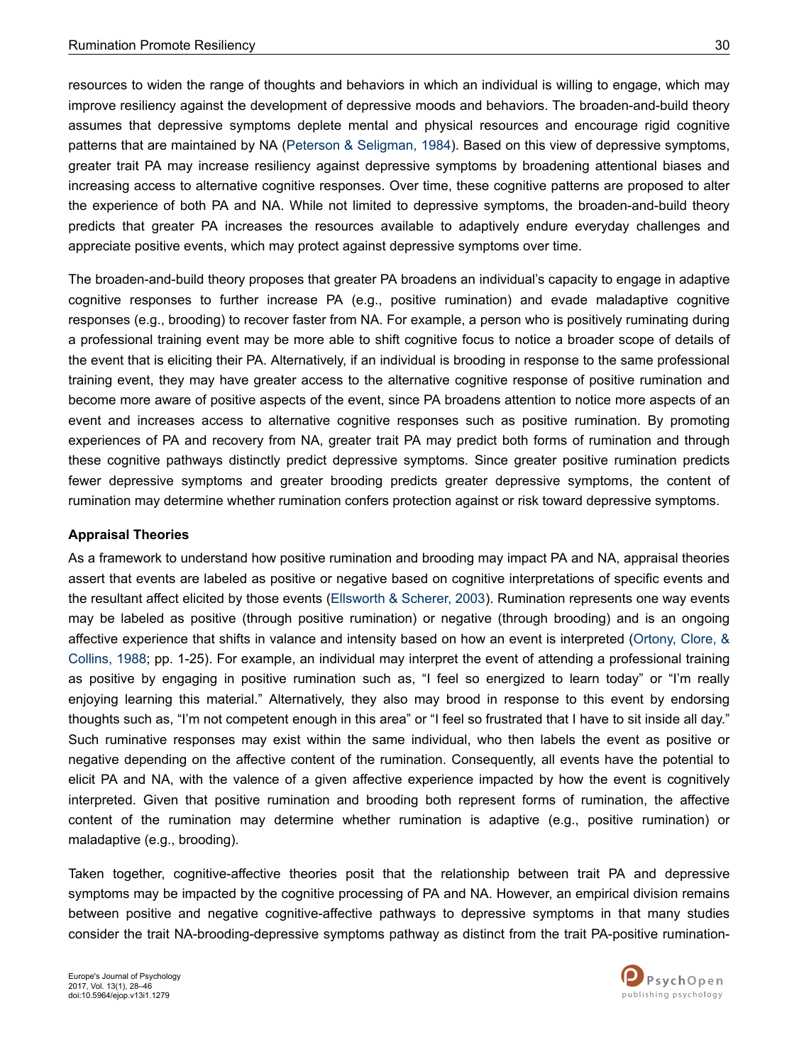resources to widen the range of thoughts and behaviors in which an individual is willing to engage, which may improve resiliency against the development of depressive moods and behaviors. The broaden-and-build theory assumes that depressive symptoms deplete mental and physical resources and encourage rigid cognitive patterns that are maintained by NA (Peterson & Seligman, 1984). Based on this view of depressive symptoms, greater trait PA may increase resiliency against depressive symptoms by broadening attentional biases and increasing access to alternative cognitive responses. Over time, these cognitive patterns are proposed to alter the experience of both PA and NA. While not limited to depressive symptoms, the broaden-and-build theory predicts that greater PA increases the resources available to adaptively endure everyday challenges and appreciate positive events, which may protect against depressive symptoms over time.

The broaden-and-build theory proposes that greater PA broadens an individual's capacity to engage in adaptive cognitive responses to further increase PA (e.g., positive rumination) and evade maladaptive cognitive responses (e.g., brooding) to recover faster from NA. For example, a person who is positively ruminating during a professional training event may be more able to shift cognitive focus to notice a broader scope of details of the event that is eliciting their PA. Alternatively, if an individual is brooding in response to the same professional training event, they may have greater access to the alternative cognitive response of positive rumination and become more aware of positive aspects of the event, since PA broadens attention to notice more aspects of an event and increases access to alternative cognitive responses such as positive rumination. By promoting experiences of PA and recovery from NA, greater trait PA may predict both forms of rumination and through these cognitive pathways distinctly predict depressive symptoms. Since greater positive rumination predicts fewer depressive symptoms and greater brooding predicts greater depressive symptoms, the content of rumination may determine whether rumination confers protection against or risk toward depressive symptoms.

**Appraisal Theories**

As a framework to understand how positive rumination and brooding may impact PA and NA, appraisal theories assert that events are labeled as positive or negative based on cognitive interpretations of specific events and the resultant affect elicited by those events (Ellsworth & Scherer, 2003). Rumination represents one way events may be labeled as positive (through positive rumination) or negative (through brooding) and is an ongoing affective experience that shifts in valance and intensity based on how an event is interpreted (Ortony, Clore, & Collins, 1988; pp. 1-25). For example, an individual may interpret the event of attending a professional training as positive by engaging in positive rumination such as, "I feel so energized to learn today" or "I'm really enjoying learning this material." Alternatively, they also may brood in response to this event by endorsing thoughts such as, "I'm not competent enough in this area" or "I feel so frustrated that I have to sit inside all day." Such ruminative responses may exist within the same individual, who then labels the event as positive or negative depending on the affective content of the rumination. Consequently, all events have the potential to elicit PA and NA, with the valence of a given affective experience impacted by how the event is cognitively interpreted. Given that positive rumination and brooding both represent forms of rumination, the affective content of the rumination may determine whether rumination is adaptive (e.g., positive rumination) or maladaptive (e.g., brooding).

Taken together, cognitive-affective theories posit that the relationship between trait PA and depressive symptoms may be impacted by the cognitive processing of PA and NA. However, an empirical division remains between positive and negative cognitive-affective pathways to depressive symptoms in that many studies consider the trait NA-brooding-depressive symptoms pathway as distinct from the trait PA-positive rumination-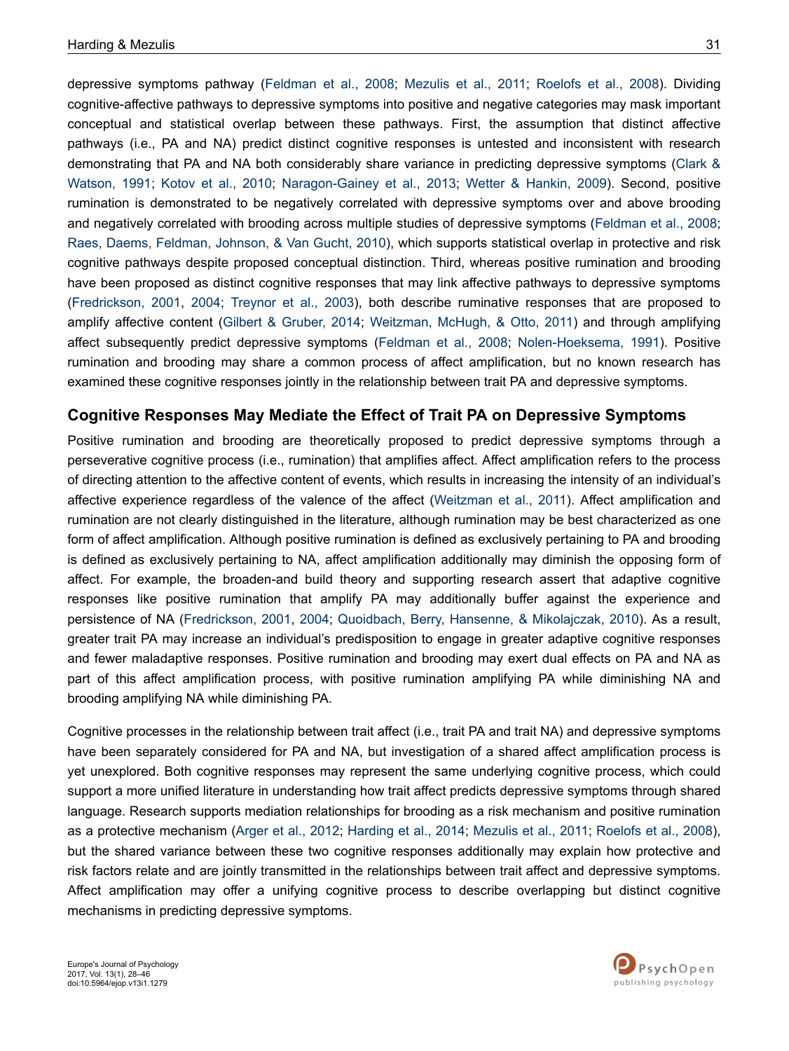depressive symptoms pathway (Feldman et al., 2008; Mezulis et al., 2011; Roelofs et al., 2008). Dividing cognitive-affective pathways to depressive symptoms into positive and negative categories may mask important conceptual and statistical overlap between these pathways. First, the assumption that distinct affective pathways (i.e., PA and NA) predict distinct cognitive responses is untested and inconsistent with research demonstrating that PA and NA both considerably share variance in predicting depressive symptoms (Clark & Watson, 1991; Kotov et al., 2010; Naragon-Gainey et al., 2013; Wetter & Hankin, 2009). Second, positive rumination is demonstrated to be negatively correlated with depressive symptoms over and above brooding and negatively correlated with brooding across multiple studies of depressive symptoms (Feldman et al., 2008; Raes, Daems, Feldman, Johnson, & Van Gucht, 2010), which supports statistical overlap in protective and risk cognitive pathways despite proposed conceptual distinction. Third, whereas positive rumination and brooding have been proposed as distinct cognitive responses that may link affective pathways to depressive symptoms (Fredrickson, 2001, 2004; Treynor et al., 2003), both describe ruminative responses that are proposed to amplify affective content (Gilbert & Gruber, 2014; Weitzman, McHugh, & Otto, 2011) and through amplifying affect subsequently predict depressive symptoms (Feldman et al., 2008; Nolen-Hoeksema, 1991). Positive rumination and brooding may share a common process of affect amplification, but no known research has examined these cognitive responses jointly in the relationship between trait PA and depressive symptoms.

## Cognitive Responses May Mediate the Effect of Trait PA on Depressive Symptoms

Positive rumination and brooding are theoretically proposed to predict depressive symptoms through a perseverative cognitive process (i.e., rumination) that amplifies affect. Affect amplification refers to the process of directing attention to the affective content of events, which results in increasing the intensity of an individual's affective experience regardless of the valence of the affect (Weitzman et al., 2011). Affect amplification and rumination are not clearly distinguished in the literature, although rumination may be best characterized as one form of affect amplification. Although positive rumination is defined as exclusively pertaining to PA and brooding is defined as exclusively pertaining to NA, affect amplification additionally may diminish the opposing form of affect. For example, the broaden-and build theory and supporting research assert that adaptive cognitive responses like positive rumination that amplify PA may additionally buffer against the experience and persistence of NA (Fredrickson, 2001, 2004; Quoidbach, Berry, Hansenne, & Mikolajczak, 2010). As a result, greater trait PA may increase an individual's predisposition to engage in greater adaptive cognitive responses and fewer maladaptive responses. Positive rumination and brooding may exert dual effects on PA and NA as part of this affect amplification process, with positive rumination amplifying PA while diminishing NA and brooding amplifying NA while diminishing PA.

Cognitive processes in the relationship between trait affect (i.e., trait PA and trait NA) and depressive symptoms have been separately considered for PA and NA, but investigation of a shared affect amplification process is yet unexplored. Both cognitive responses may represent the same underlying cognitive process, which could support a more unified literature in understanding how trait affect predicts depressive symptoms through shared language. Research supports mediation relationships for brooding as a risk mechanism and positive rumination as a protective mechanism (Arger et al., 2012; Harding et al., 2014; Mezulis et al., 2011; Roelofs et al., 2008), but the shared variance between these two cognitive responses additionally may explain how protective and risk factors relate and are jointly transmitted in the relationships between trait affect and depressive symptoms. Affect amplification may offer a unifying cognitive process to describe overlapping but distinct cognitive mechanisms in predicting depressive symptoms.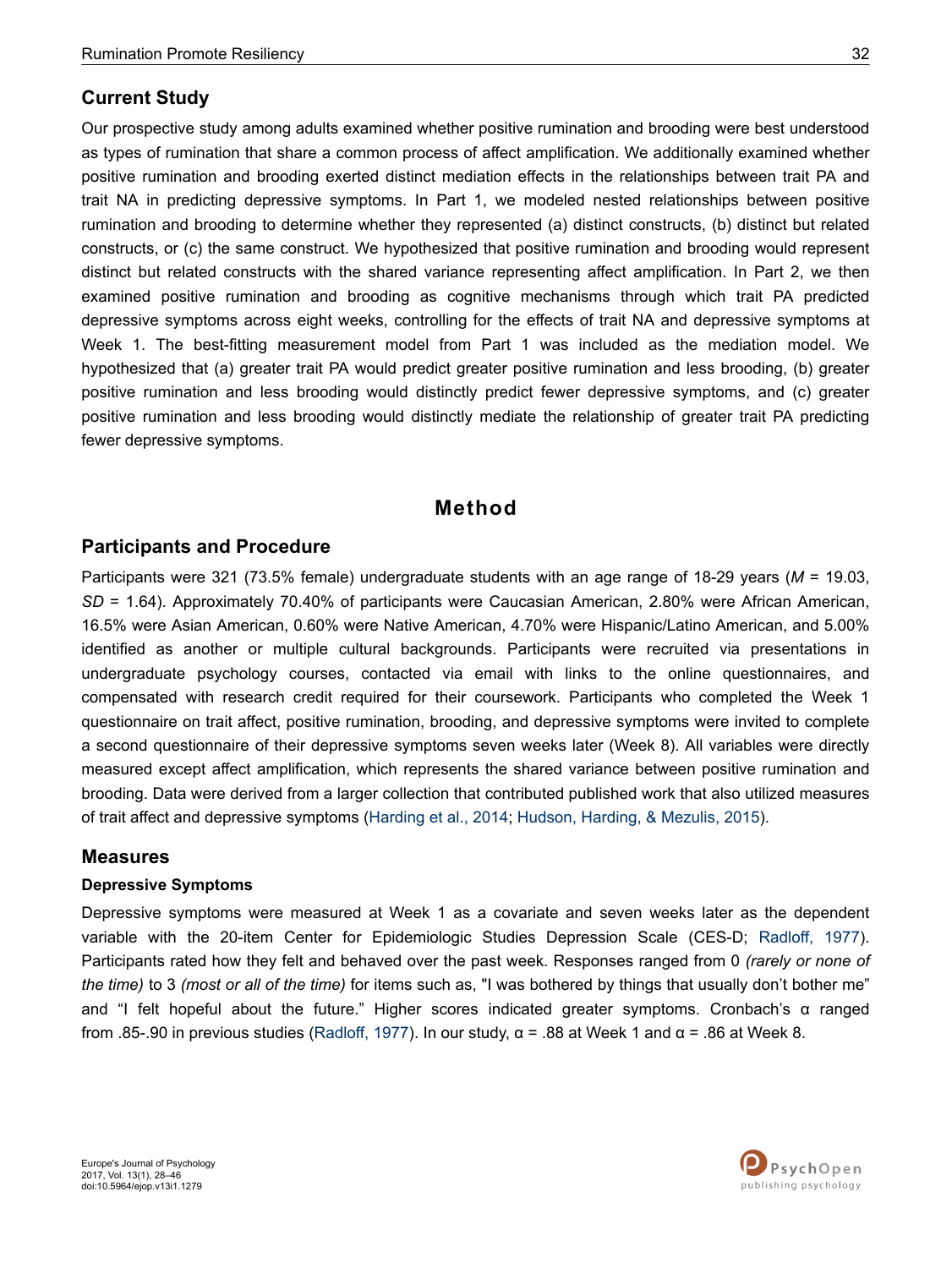## Current Study

Our prospective study among adults examined whether positive rumination and brooding were best understood as types of rumination that share a common process of affect amplification. We additionally examined whether positive rumination and brooding exerted distinct mediation effects in the relationships between trait PA and trait NA in predicting depressive symptoms. In Part 1, we modeled nested relationships between positive rumination and brooding to determine whether they represented (a) distinct constructs, (b) distinct but related constructs, or (c) the same construct. We hypothesized that positive rumination and brooding would represent distinct but related constructs with the shared variance representing affect amplification. In Part 2, we then examined positive rumination and brooding as cognitive mechanisms through which trait PA predicted depressive symptoms across eight weeks, controlling for the effects of trait NA and depressive symptoms at Week 1. The best-fitting measurement model from Part 1 was included as the mediation model. We hypothesized that (a) greater trait PA would predict greater positive rumination and less brooding, (b) greater positive rumination and less brooding would distinctly predict fewer depressive symptoms, and (c) greater positive rumination and less brooding would distinctly mediate the relationship of greater trait PA predicting fewer depressive symptoms.

# Method

## Participants and Procedure

Participants were 321 (73.5% female) undergraduate students with an age range of 18-29 years (*M* = 19.03, *SD* = 1.64). Approximately 70.40% of participants were Caucasian American, 2.80% were African American, 16.5% were Asian American, 0.60% were Native American, 4.70% were Hispanic/Latino American, and 5.00% identified as another or multiple cultural backgrounds. Participants were recruited via presentations in undergraduate psychology courses, contacted via email with links to the online questionnaires, and compensated with research credit required for their coursework. Participants who completed the Week 1 questionnaire on trait affect, positive rumination, brooding, and depressive symptoms were invited to complete a second questionnaire of their depressive symptoms seven weeks later (Week 8). All variables were directly measured except affect amplification, which represents the shared variance between positive rumination and brooding. Data were derived from a larger collection that contributed published work that also utilized measures of trait affect and depressive symptoms (Harding et al., 2014; Hudson, Harding, & Mezulis, 2015).

## Measures

### Depressive Symptoms

Depressive symptoms were measured at Week 1 as a covariate and seven weeks later as the dependent variable with the 20-item Center for Epidemiologic Studies Depression Scale (CES-D; Radloff, 1977). Participants rated how they felt and behaved over the past week. Responses ranged from 0 *(rarely or none of the time)* to 3 *(most or all of the time)* for items such as, "I was bothered by things that usually don't bother me" and "I felt hopeful about the future." Higher scores indicated greater symptoms. Cronbach's α ranged from .85-.90 in previous studies (Radloff, 1977). In our study, α = .88 at Week 1 and α = .86 at Week 8.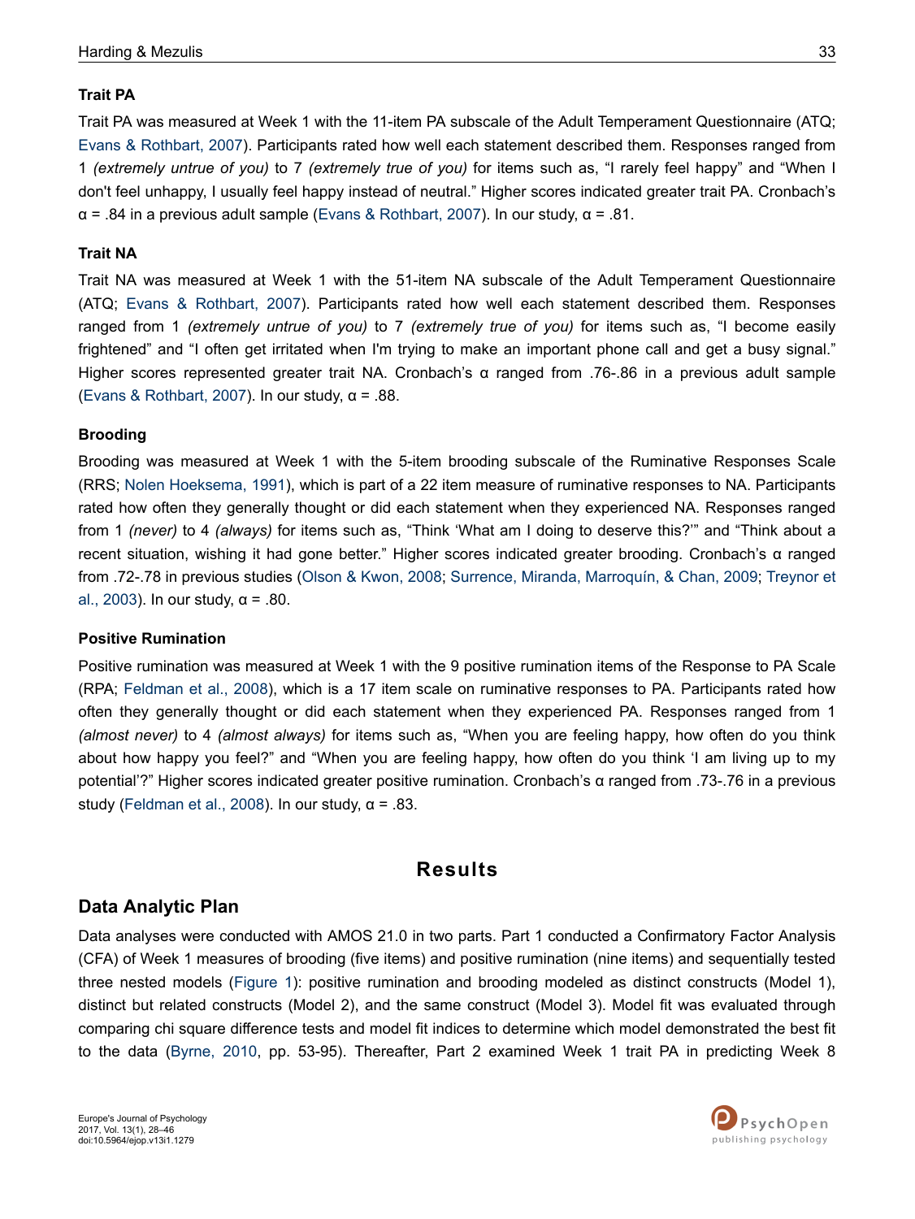### Trait PA

Trait PA was measured at Week 1 with the 11-item PA subscale of the Adult Temperament Questionnaire (ATQ; Evans & Rothbart, 2007). Participants rated how well each statement described them. Responses ranged from 1 *(extremely untrue of you)* to 7 *(extremely true of you)* for items such as, "I rarely feel happy" and "When I don't feel unhappy, I usually feel happy instead of neutral." Higher scores indicated greater trait PA. Cronbach's α = .84 in a previous adult sample (Evans & Rothbart, 2007). In our study, α = .81.

### Trait NA

Trait NA was measured at Week 1 with the 51-item NA subscale of the Adult Temperament Questionnaire (ATQ; Evans & Rothbart, 2007). Participants rated how well each statement described them. Responses ranged from 1 *(extremely untrue of you)* to 7 *(extremely true of you)* for items such as, "I become easily frightened" and "I often get irritated when I'm trying to make an important phone call and get a busy signal." Higher scores represented greater trait NA. Cronbach's α ranged from .76-.86 in a previous adult sample (Evans & Rothbart, 2007). In our study, α = .88.

### Brooding

Brooding was measured at Week 1 with the 5-item brooding subscale of the Ruminative Responses Scale (RRS; Nolen Hoeksema, 1991), which is part of a 22 item measure of ruminative responses to NA. Participants rated how often they generally thought or did each statement when they experienced NA. Responses ranged from 1 *(never)* to 4 *(always)* for items such as, "Think 'What am I doing to deserve this?'" and "Think about a recent situation, wishing it had gone better." Higher scores indicated greater brooding. Cronbach's α ranged from .72-.78 in previous studies (Olson & Kwon, 2008; Surrence, Miranda, Marroquín, & Chan, 2009; Treynor et al., 2003). In our study, α = .80.

### Positive Rumination

Positive rumination was measured at Week 1 with the 9 positive rumination items of the Response to PA Scale (RPA; Feldman et al., 2008), which is a 17 item scale on ruminative responses to PA. Participants rated how often they generally thought or did each statement when they experienced PA. Responses ranged from 1 *(almost never)* to 4 *(almost always)* for items such as, "When you are feeling happy, how often do you think about how happy you feel?" and "When you are feeling happy, how often do you think 'I am living up to my potential'?" Higher scores indicated greater positive rumination. Cronbach's α ranged from .73-.76 in a previous study (Feldman et al., 2008). In our study, α = .83.

# Results

## Data Analytic Plan

Data analyses were conducted with AMOS 21.0 in two parts. Part 1 conducted a Confirmatory Factor Analysis (CFA) of Week 1 measures of brooding (five items) and positive rumination (nine items) and sequentially tested three nested models (Figure 1): positive rumination and brooding modeled as distinct constructs (Model 1), distinct but related constructs (Model 2), and the same construct (Model 3). Model fit was evaluated through comparing chi square difference tests and model fit indices to determine which model demonstrated the best fit to the data (Byrne, 2010, pp. 53-95). Thereafter, Part 2 examined Week 1 trait PA in predicting Week 8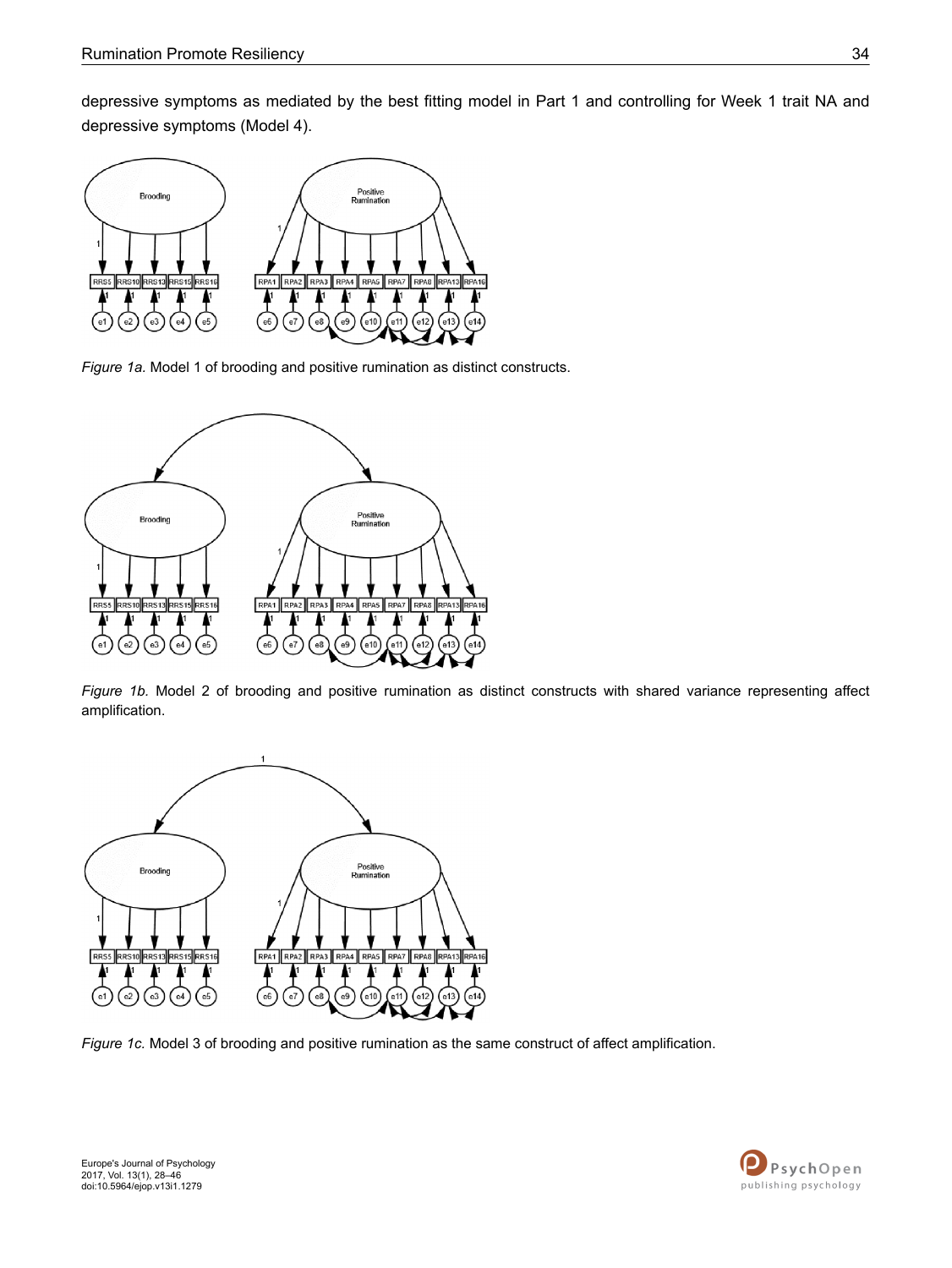depressive symptoms as mediated by the best fitting model in Part 1 and controlling for Week 1 trait NA and depressive symptoms (Model 4).

*Figure 1a.* Model 1 of brooding and positive rumination as distinct constructs.

*Figure 1b.* Model 2 of brooding and positive rumination as distinct constructs with shared variance representing affect amplification.

*Figure 1c.* Model 3 of brooding and positive rumination as the same construct of affect amplification.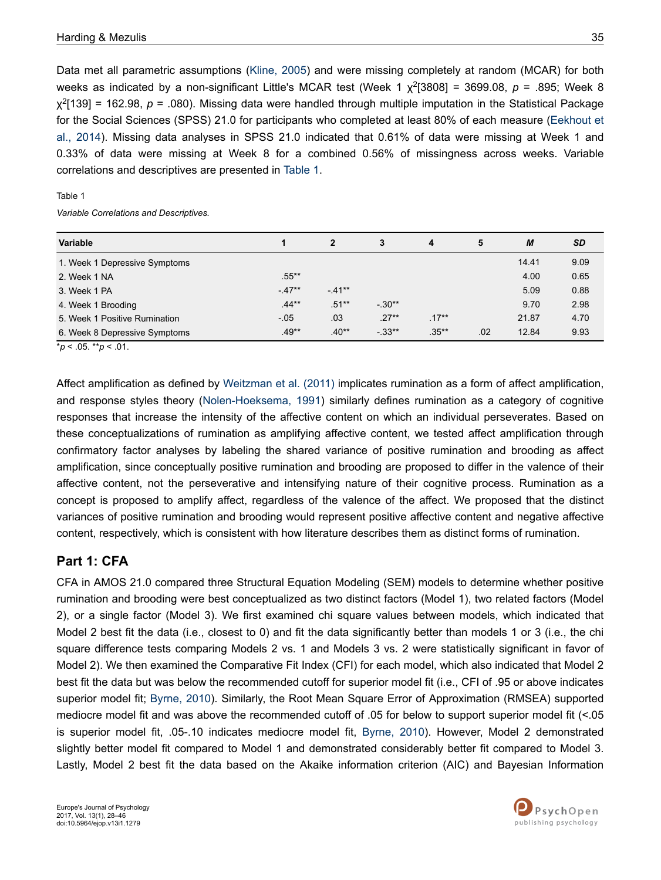Data met all parametric assumptions (Kline, 2005) and were missing completely at random (MCAR) for both weeks as indicated by a non-significant Little's MCAR test (Week 1 $\chi^2$[3808] = 3699.08, $p$ = .895; Week 8 $\chi^2$[139] = 162.98, $p$ = .080). Missing data were handled through multiple imputation in the Statistical Package for the Social Sciences (SPSS) 21.0 for participants who completed at least 80% of each measure (Eekhout et al., 2014). Missing data analyses in SPSS 21.0 indicated that 0.61% of data were missing at Week 1 and 0.33% of data were missing at Week 8 for a combined 0.56% of missingness across weeks. Variable correlations and descriptives are presented in Table 1.

Table 1

*Variable Correlations and Descriptives.*

| Variable | 1 | 2 | 3 | 4 | 5 | *M* | *SD* |
|---|---|---|---|---|---|---|---|
| 1. Week 1 Depressive Symptoms | | | | | | 14.41 | 9.09 |
| 2. Week 1 NA | .55** | | | | | 4.00 | 0.65 |
| 3. Week 1 PA | -.47** | -.41** | | | | 5.09 | 0.88 |
| 4. Week 1 Brooding | .44** | .51** | -.30** | | | 9.70 | 2.98 |
| 5. Week 1 Positive Rumination | -.05 | .03 | .27** | .17** | | 21.87 | 4.70 |
| 6. Week 8 Depressive Symptoms | .49** | .40** | -.33** | .35** | .02 | 12.84 | 9.93 |

*$p$ < .05. **$p$ < .01.

Affect amplification as defined by Weitzman et al. (2011) implicates rumination as a form of affect amplification, and response styles theory (Nolen-Hoeksema, 1991) similarly defines rumination as a category of cognitive responses that increase the intensity of the affective content on which an individual perseverates. Based on these conceptualizations of rumination as amplifying affective content, we tested affect amplification through confirmatory factor analyses by labeling the shared variance of positive rumination and brooding as affect amplification, since conceptually positive rumination and brooding are proposed to differ in the valence of their affective content, not the perseverative and intensifying nature of their cognitive process. Rumination as a concept is proposed to amplify affect, regardless of the valence of the affect. We proposed that the distinct variances of positive rumination and brooding would represent positive affective content and negative affective content, respectively, which is consistent with how literature describes them as distinct forms of rumination.

## Part 1: CFA

CFA in AMOS 21.0 compared three Structural Equation Modeling (SEM) models to determine whether positive rumination and brooding were best conceptualized as two distinct factors (Model 1), two related factors (Model 2), or a single factor (Model 3). We first examined chi square values between models, which indicated that Model 2 best fit the data (i.e., closest to 0) and fit the data significantly better than models 1 or 3 (i.e., the chi square difference tests comparing Models 2 vs. 1 and Models 3 vs. 2 were statistically significant in favor of Model 2). We then examined the Comparative Fit Index (CFI) for each model, which also indicated that Model 2 best fit the data but was below the recommended cutoff for superior model fit (i.e., CFI of .95 or above indicates superior model fit; Byrne, 2010). Similarly, the Root Mean Square Error of Approximation (RMSEA) supported mediocre model fit and was above the recommended cutoff of .05 for below to support superior model fit (<.05 is superior model fit, .05-.10 indicates mediocre model fit, Byrne, 2010). However, Model 2 demonstrated slightly better model fit compared to Model 1 and demonstrated considerably better fit compared to Model 3. Lastly, Model 2 best fit the data based on the Akaike information criterion (AIC) and Bayesian Information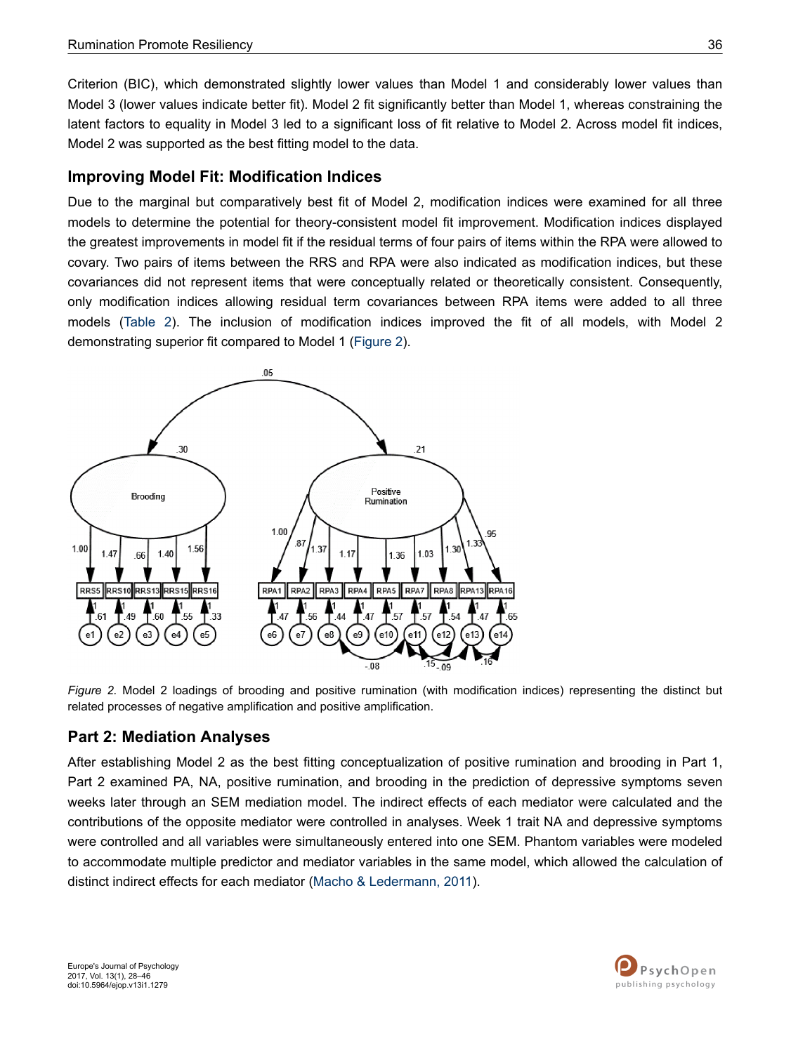Criterion (BIC), which demonstrated slightly lower values than Model 1 and considerably lower values than Model 3 (lower values indicate better fit). Model 2 fit significantly better than Model 1, whereas constraining the latent factors to equality in Model 3 led to a significant loss of fit relative to Model 2. Across model fit indices, Model 2 was supported as the best fitting model to the data.

## Improving Model Fit: Modification Indices

Due to the marginal but comparatively best fit of Model 2, modification indices were examined for all three models to determine the potential for theory-consistent model fit improvement. Modification indices displayed the greatest improvements in model fit if the residual terms of four pairs of items within the RPA were allowed to covary. Two pairs of items between the RRS and RPA were also indicated as modification indices, but these covariances did not represent items that were conceptually related or theoretically consistent. Consequently, only modification indices allowing residual term covariances between RPA items were added to all three models (Table 2). The inclusion of modification indices improved the fit of all models, with Model 2 demonstrating superior fit compared to Model 1 (Figure 2).

*Figure 2.* Model 2 loadings of brooding and positive rumination (with modification indices) representing the distinct but related processes of negative amplification and positive amplification.

## Part 2: Mediation Analyses

After establishing Model 2 as the best fitting conceptualization of positive rumination and brooding in Part 1, Part 2 examined PA, NA, positive rumination, and brooding in the prediction of depressive symptoms seven weeks later through an SEM mediation model. The indirect effects of each mediator were calculated and the contributions of the opposite mediator were controlled in analyses. Week 1 trait NA and depressive symptoms were controlled and all variables were simultaneously entered into one SEM. Phantom variables were modeled to accommodate multiple predictor and mediator variables in the same model, which allowed the calculation of distinct indirect effects for each mediator (Macho & Ledermann, 2011).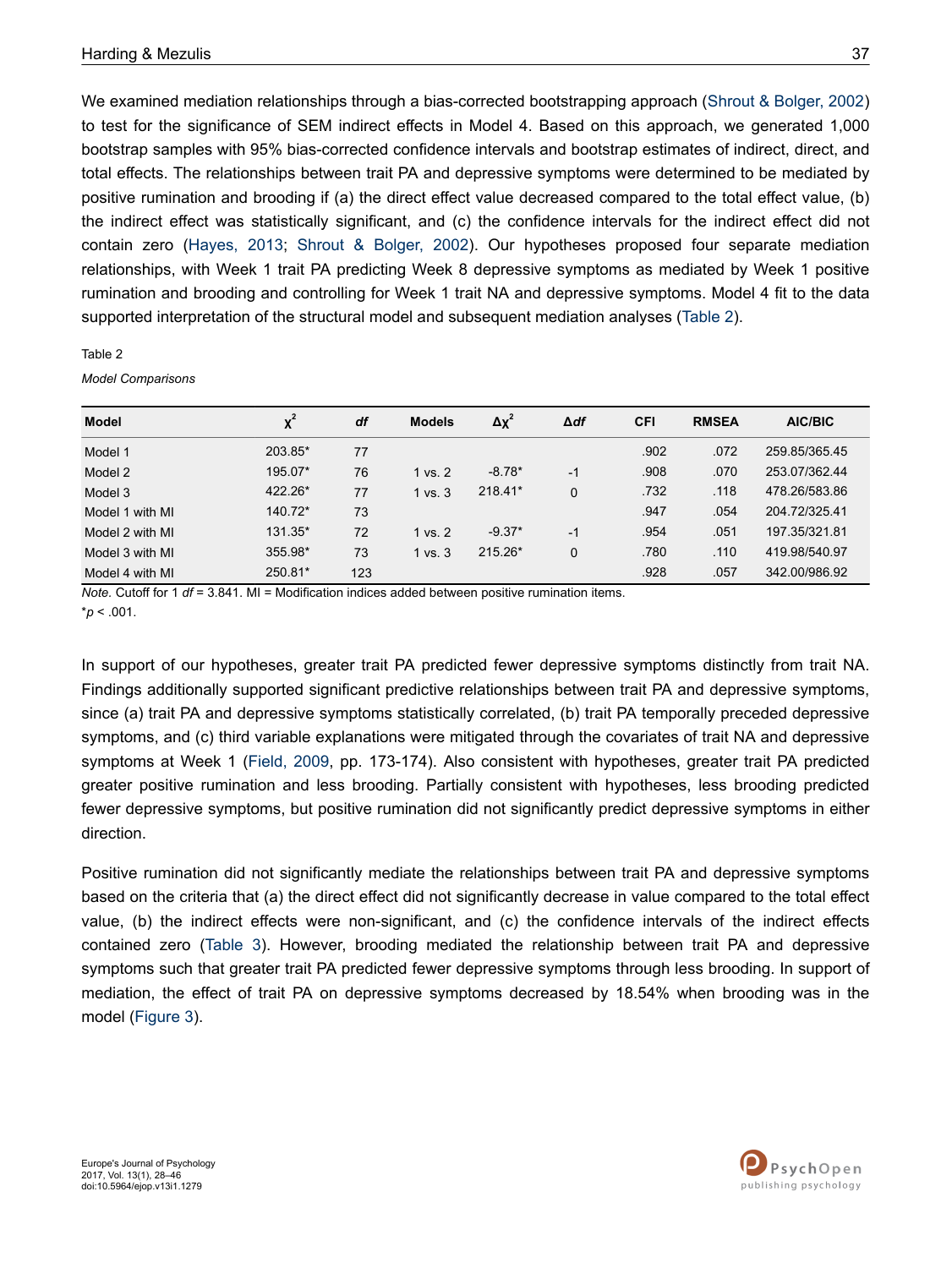We examined mediation relationships through a bias-corrected bootstrapping approach (Shrout & Bolger, 2002) to test for the significance of SEM indirect effects in Model 4. Based on this approach, we generated 1,000 bootstrap samples with 95% bias-corrected confidence intervals and bootstrap estimates of indirect, direct, and total effects. The relationships between trait PA and depressive symptoms were determined to be mediated by positive rumination and brooding if (a) the direct effect value decreased compared to the total effect value, (b) the indirect effect was statistically significant, and (c) the confidence intervals for the indirect effect did not contain zero (Hayes, 2013; Shrout & Bolger, 2002). Our hypotheses proposed four separate mediation relationships, with Week 1 trait PA predicting Week 8 depressive symptoms as mediated by Week 1 positive rumination and brooding and controlling for Week 1 trait NA and depressive symptoms. Model 4 fit to the data supported interpretation of the structural model and subsequent mediation analyses (Table 2).

Table 2

*Model Comparisons*

| Model | $\chi^2$ | *df* | Models | $\Delta\chi^2$ | $\Delta df$ | CFI | RMSEA | AIC/BIC |
|---|---|---|---|---|---|---|---|---|
| Model 1 | 203.85* | 77 | | | | .902 | .072 | 259.85/365.45 |
| Model 2 | 195.07* | 76 | 1 vs. 2 | -8.78* | -1 | .908 | .070 | 253.07/362.44 |
| Model 3 | 422.26* | 77 | 1 vs. 3 | 218.41* | 0 | .732 | .118 | 478.26/583.86 |
| Model 1 with MI | 140.72* | 73 | | | | .947 | .054 | 204.72/325.41 |
| Model 2 with MI | 131.35* | 72 | 1 vs. 2 | -9.37* | -1 | .954 | .051 | 197.35/321.81 |
| Model 3 with MI | 355.98* | 73 | 1 vs. 3 | 215.26* | 0 | .780 | .110 | 419.98/540.97 |
| Model 4 with MI | 250.81* | 123 | | | | .928 | .057 | 342.00/986.92 |

*Note.* Cutoff for 1 *df* = 3.841. MI = Modification indices added between positive rumination items.

*$p < .001$.

In support of our hypotheses, greater trait PA predicted fewer depressive symptoms distinctly from trait NA. Findings additionally supported significant predictive relationships between trait PA and depressive symptoms, since (a) trait PA and depressive symptoms statistically correlated, (b) trait PA temporally preceded depressive symptoms, and (c) third variable explanations were mitigated through the covariates of trait NA and depressive symptoms at Week 1 (Field, 2009, pp. 173-174). Also consistent with hypotheses, greater trait PA predicted greater positive rumination and less brooding. Partially consistent with hypotheses, less brooding predicted fewer depressive symptoms, but positive rumination did not significantly predict depressive symptoms in either direction.

Positive rumination did not significantly mediate the relationships between trait PA and depressive symptoms based on the criteria that (a) the direct effect did not significantly decrease in value compared to the total effect value, (b) the indirect effects were non-significant, and (c) the confidence intervals of the indirect effects contained zero (Table 3). However, brooding mediated the relationship between trait PA and depressive symptoms such that greater trait PA predicted fewer depressive symptoms through less brooding. In support of mediation, the effect of trait PA on depressive symptoms decreased by 18.54% when brooding was in the model (Figure 3).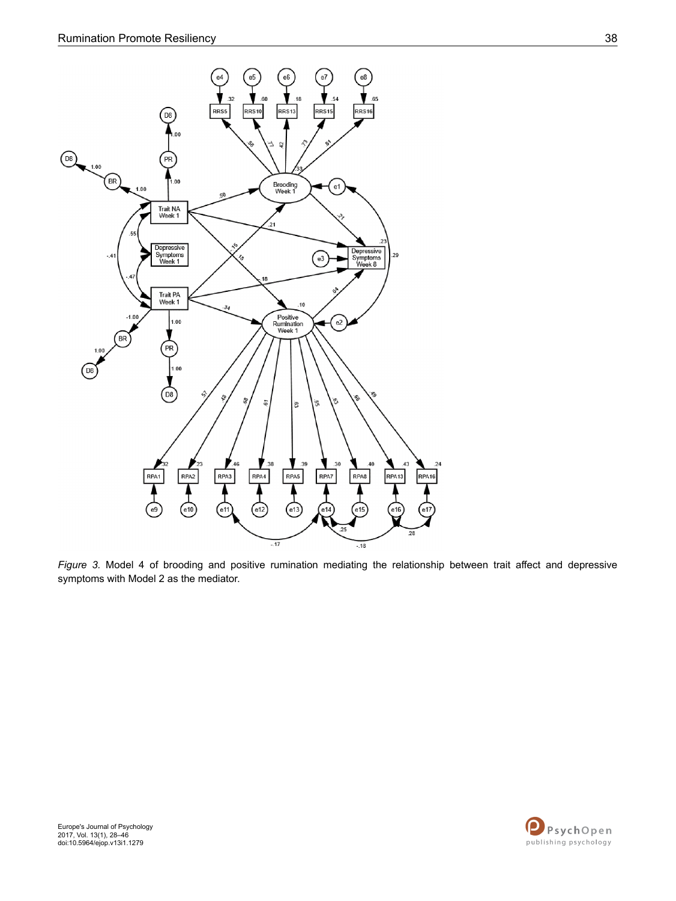*Figure 3.* Model 4 of brooding and positive rumination mediating the relationship between trait affect and depressive symptoms with Model 2 as the mediator.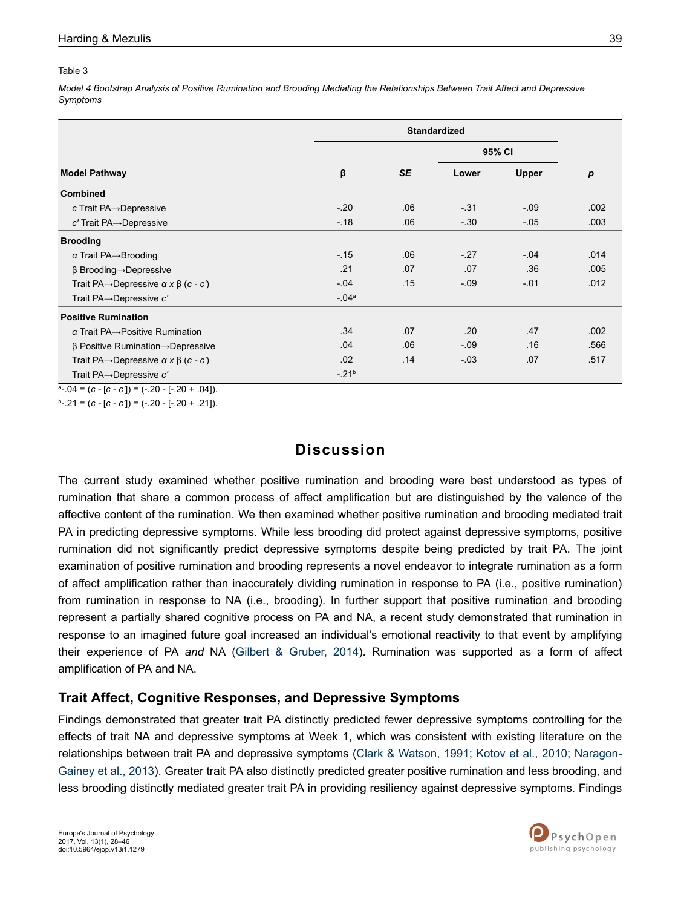Table 3

*Model 4 Bootstrap Analysis of Positive Rumination and Brooding Mediating the Relationships Between Trait Affect and Depressive Symptoms*

| | Standardized | | | | |
|---|---|---|---|---|---|
| | | | 95% CI | | |
| **Model Pathway** | **β** | ***SE*** | **Lower** | **Upper** | ***p*** |
| **Combined** | | | | | |
| *c* Trait PA→Depressive | -.20 | .06 | -.31 | -.09 | .002 |
| *c′* Trait PA→Depressive | -.18 | .06 | -.30 | -.05 | .003 |
| **Brooding** | | | | | |
| *α* Trait PA→Brooding | -.15 | .06 | -.27 | -.04 | .014 |
| β Brooding→Depressive | .21 | .07 | .07 | .36 | .005 |
| Trait PA→Depressive *α x* β (*c* - *c′*) | -.04 | .15 | -.09 | -.01 | .012 |
| Trait PA→Depressive *c′* | -.04[a] | | | | |
| **Positive Rumination** | | | | | |
| *α* Trait PA→Positive Rumination | .34 | .07 | .20 | .47 | .002 |
| β Positive Rumination→Depressive | .04 | .06 | -.09 | .16 | .566 |
| Trait PA→Depressive *α x* β (*c* - *c′*) | .02 | .14 | -.03 | .07 | .517 |
| Trait PA→Depressive *c′* | -.21[b] | | | | |

[a]-.04 = (*c* - [*c* - *c′*]) = (-.20 - [-.20 + .04]).

[b]-.21 = (*c* - [*c* - *c′*]) = (-.20 - [-.20 + .21]).

# Discussion

The current study examined whether positive rumination and brooding were best understood as types of rumination that share a common process of affect amplification but are distinguished by the valence of the affective content of the rumination. We then examined whether positive rumination and brooding mediated trait PA in predicting depressive symptoms. While less brooding did protect against depressive symptoms, positive rumination did not significantly predict depressive symptoms despite being predicted by trait PA. The joint examination of positive rumination and brooding represents a novel endeavor to integrate rumination as a form of affect amplification rather than inaccurately dividing rumination in response to PA (i.e., positive rumination) from rumination in response to NA (i.e., brooding). In further support that positive rumination and brooding represent a partially shared cognitive process on PA and NA, a recent study demonstrated that rumination in response to an imagined future goal increased an individual's emotional reactivity to that event by amplifying their experience of PA *and* NA (Gilbert & Gruber, 2014). Rumination was supported as a form of affect amplification of PA and NA.

## Trait Affect, Cognitive Responses, and Depressive Symptoms

Findings demonstrated that greater trait PA distinctly predicted fewer depressive symptoms controlling for the effects of trait NA and depressive symptoms at Week 1, which was consistent with existing literature on the relationships between trait PA and depressive symptoms (Clark & Watson, 1991; Kotov et al., 2010; Naragon-Gainey et al., 2013). Greater trait PA also distinctly predicted greater positive rumination and less brooding, and less brooding distinctly mediated greater trait PA in providing resiliency against depressive symptoms. Findings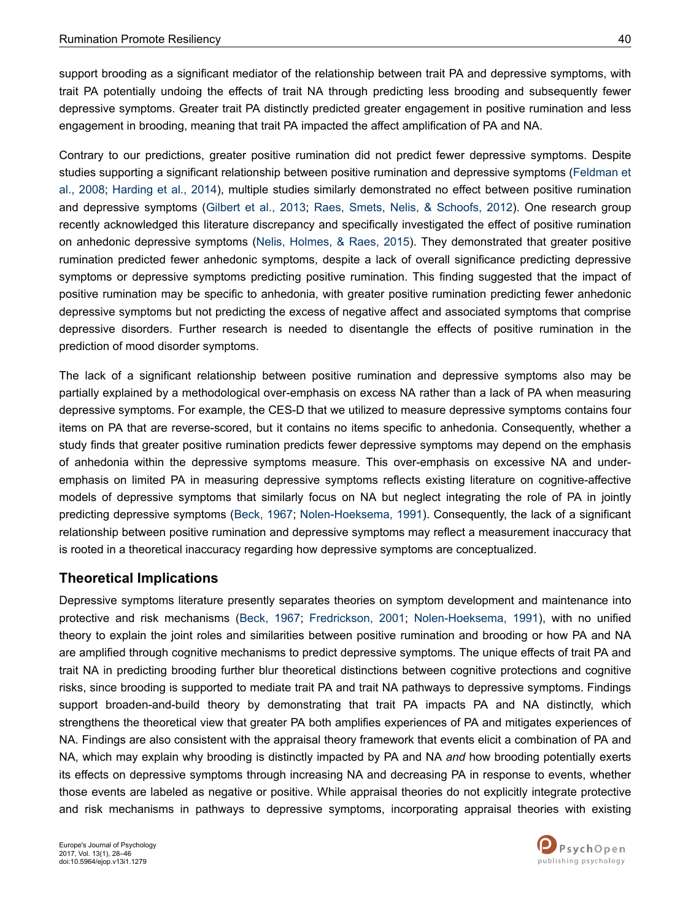support brooding as a significant mediator of the relationship between trait PA and depressive symptoms, with trait PA potentially undoing the effects of trait NA through predicting less brooding and subsequently fewer depressive symptoms. Greater trait PA distinctly predicted greater engagement in positive rumination and less engagement in brooding, meaning that trait PA impacted the affect amplification of PA and NA.

Contrary to our predictions, greater positive rumination did not predict fewer depressive symptoms. Despite studies supporting a significant relationship between positive rumination and depressive symptoms (Feldman et al., 2008; Harding et al., 2014), multiple studies similarly demonstrated no effect between positive rumination and depressive symptoms (Gilbert et al., 2013; Raes, Smets, Nelis, & Schoofs, 2012). One research group recently acknowledged this literature discrepancy and specifically investigated the effect of positive rumination on anhedonic depressive symptoms (Nelis, Holmes, & Raes, 2015). They demonstrated that greater positive rumination predicted fewer anhedonic symptoms, despite a lack of overall significance predicting depressive symptoms or depressive symptoms predicting positive rumination. This finding suggested that the impact of positive rumination may be specific to anhedonia, with greater positive rumination predicting fewer anhedonic depressive symptoms but not predicting the excess of negative affect and associated symptoms that comprise depressive disorders. Further research is needed to disentangle the effects of positive rumination in the prediction of mood disorder symptoms.

The lack of a significant relationship between positive rumination and depressive symptoms also may be partially explained by a methodological over-emphasis on excess NA rather than a lack of PA when measuring depressive symptoms. For example, the CES-D that we utilized to measure depressive symptoms contains four items on PA that are reverse-scored, but it contains no items specific to anhedonia. Consequently, whether a study finds that greater positive rumination predicts fewer depressive symptoms may depend on the emphasis of anhedonia within the depressive symptoms measure. This over-emphasis on excessive NA and under-emphasis on limited PA in measuring depressive symptoms reflects existing literature on cognitive-affective models of depressive symptoms that similarly focus on NA but neglect integrating the role of PA in jointly predicting depressive symptoms (Beck, 1967; Nolen-Hoeksema, 1991). Consequently, the lack of a significant relationship between positive rumination and depressive symptoms may reflect a measurement inaccuracy that is rooted in a theoretical inaccuracy regarding how depressive symptoms are conceptualized.

## Theoretical Implications

Depressive symptoms literature presently separates theories on symptom development and maintenance into protective and risk mechanisms (Beck, 1967; Fredrickson, 2001; Nolen-Hoeksema, 1991), with no unified theory to explain the joint roles and similarities between positive rumination and brooding or how PA and NA are amplified through cognitive mechanisms to predict depressive symptoms. The unique effects of trait PA and trait NA in predicting brooding further blur theoretical distinctions between cognitive protections and cognitive risks, since brooding is supported to mediate trait PA and trait NA pathways to depressive symptoms. Findings support broaden-and-build theory by demonstrating that trait PA impacts PA and NA distinctly, which strengthens the theoretical view that greater PA both amplifies experiences of PA and mitigates experiences of NA. Findings are also consistent with the appraisal theory framework that events elicit a combination of PA and NA, which may explain why brooding is distinctly impacted by PA and NA *and* how brooding potentially exerts its effects on depressive symptoms through increasing NA and decreasing PA in response to events, whether those events are labeled as negative or positive. While appraisal theories do not explicitly integrate protective and risk mechanisms in pathways to depressive symptoms, incorporating appraisal theories with existing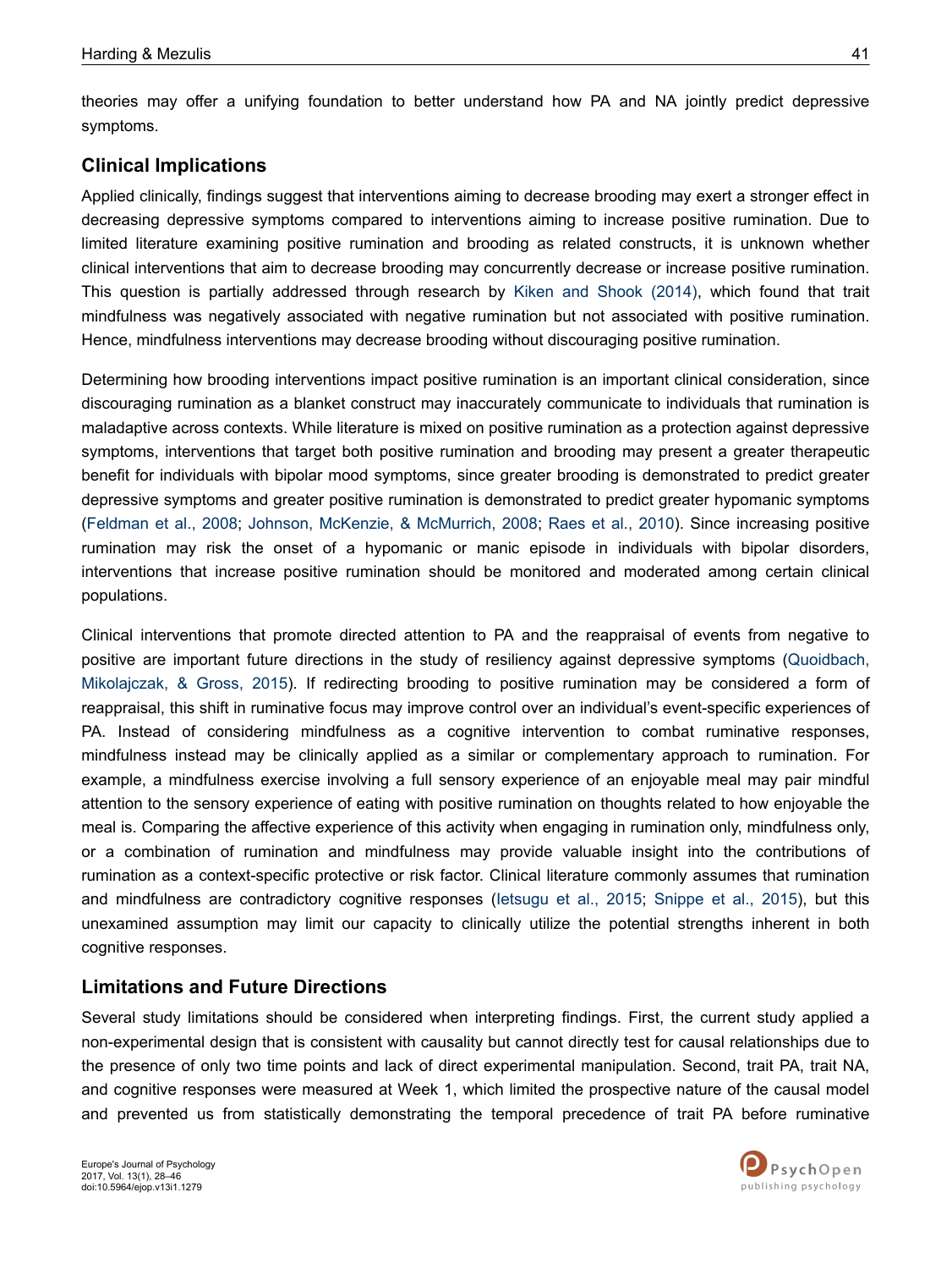theories may offer a unifying foundation to better understand how PA and NA jointly predict depressive symptoms.

## Clinical Implications

Applied clinically, findings suggest that interventions aiming to decrease brooding may exert a stronger effect in decreasing depressive symptoms compared to interventions aiming to increase positive rumination. Due to limited literature examining positive rumination and brooding as related constructs, it is unknown whether clinical interventions that aim to decrease brooding may concurrently decrease or increase positive rumination. This question is partially addressed through research by Kiken and Shook (2014), which found that trait mindfulness was negatively associated with negative rumination but not associated with positive rumination. Hence, mindfulness interventions may decrease brooding without discouraging positive rumination.

Determining how brooding interventions impact positive rumination is an important clinical consideration, since discouraging rumination as a blanket construct may inaccurately communicate to individuals that rumination is maladaptive across contexts. While literature is mixed on positive rumination as a protection against depressive symptoms, interventions that target both positive rumination and brooding may present a greater therapeutic benefit for individuals with bipolar mood symptoms, since greater brooding is demonstrated to predict greater depressive symptoms and greater positive rumination is demonstrated to predict greater hypomanic symptoms (Feldman et al., 2008; Johnson, McKenzie, & McMurrich, 2008; Raes et al., 2010). Since increasing positive rumination may risk the onset of a hypomanic or manic episode in individuals with bipolar disorders, interventions that increase positive rumination should be monitored and moderated among certain clinical populations.

Clinical interventions that promote directed attention to PA and the reappraisal of events from negative to positive are important future directions in the study of resiliency against depressive symptoms (Quoidbach, Mikolajczak, & Gross, 2015). If redirecting brooding to positive rumination may be considered a form of reappraisal, this shift in ruminative focus may improve control over an individual's event-specific experiences of PA. Instead of considering mindfulness as a cognitive intervention to combat ruminative responses, mindfulness instead may be clinically applied as a similar or complementary approach to rumination. For example, a mindfulness exercise involving a full sensory experience of an enjoyable meal may pair mindful attention to the sensory experience of eating with positive rumination on thoughts related to how enjoyable the meal is. Comparing the affective experience of this activity when engaging in rumination only, mindfulness only, or a combination of rumination and mindfulness may provide valuable insight into the contributions of rumination as a context-specific protective or risk factor. Clinical literature commonly assumes that rumination and mindfulness are contradictory cognitive responses (Ietsugu et al., 2015; Snippe et al., 2015), but this unexamined assumption may limit our capacity to clinically utilize the potential strengths inherent in both cognitive responses.

## Limitations and Future Directions

Several study limitations should be considered when interpreting findings. First, the current study applied a non-experimental design that is consistent with causality but cannot directly test for causal relationships due to the presence of only two time points and lack of direct experimental manipulation. Second, trait PA, trait NA, and cognitive responses were measured at Week 1, which limited the prospective nature of the causal model and prevented us from statistically demonstrating the temporal precedence of trait PA before ruminative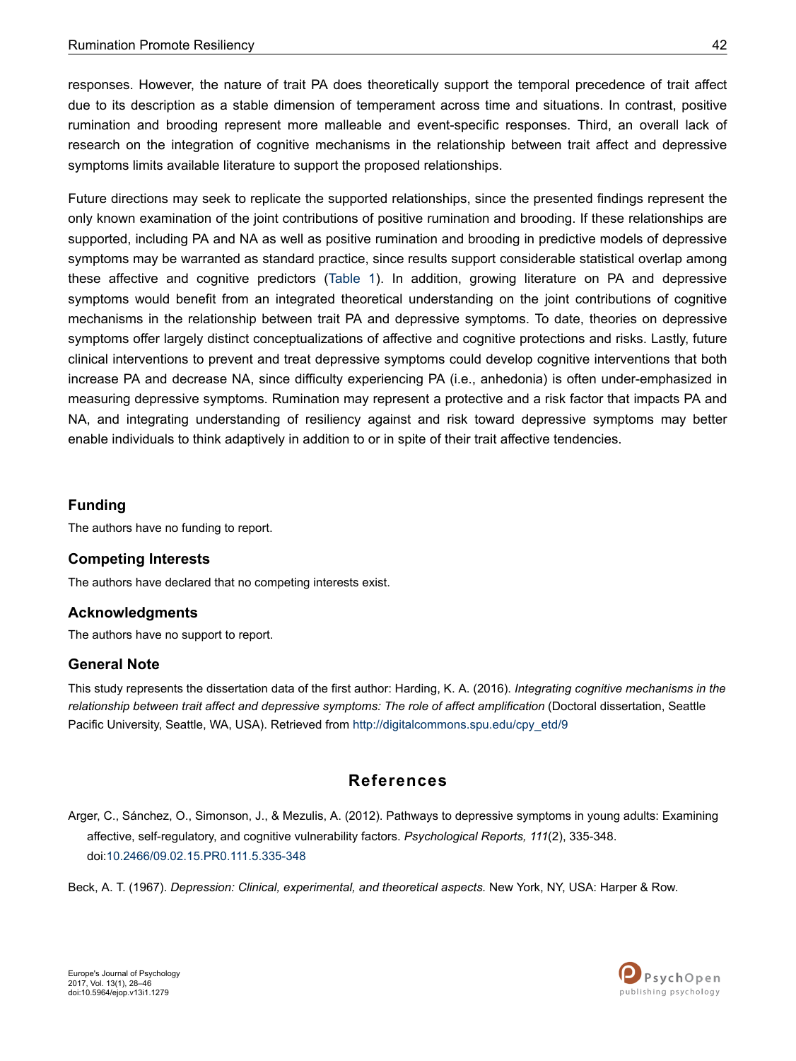responses. However, the nature of trait PA does theoretically support the temporal precedence of trait affect due to its description as a stable dimension of temperament across time and situations. In contrast, positive rumination and brooding represent more malleable and event-specific responses. Third, an overall lack of research on the integration of cognitive mechanisms in the relationship between trait affect and depressive symptoms limits available literature to support the proposed relationships.

Future directions may seek to replicate the supported relationships, since the presented findings represent the only known examination of the joint contributions of positive rumination and brooding. If these relationships are supported, including PA and NA as well as positive rumination and brooding in predictive models of depressive symptoms may be warranted as standard practice, since results support considerable statistical overlap among these affective and cognitive predictors (Table 1). In addition, growing literature on PA and depressive symptoms would benefit from an integrated theoretical understanding on the joint contributions of cognitive mechanisms in the relationship between trait PA and depressive symptoms. To date, theories on depressive symptoms offer largely distinct conceptualizations of affective and cognitive protections and risks. Lastly, future clinical interventions to prevent and treat depressive symptoms could develop cognitive interventions that both increase PA and decrease NA, since difficulty experiencing PA (i.e., anhedonia) is often under-emphasized in measuring depressive symptoms. Rumination may represent a protective and a risk factor that impacts PA and NA, and integrating understanding of resiliency against and risk toward depressive symptoms may better enable individuals to think adaptively in addition to or in spite of their trait affective tendencies.

### Funding

The authors have no funding to report.

### Competing Interests

The authors have declared that no competing interests exist.

### Acknowledgments

The authors have no support to report.

### General Note

This study represents the dissertation data of the first author: Harding, K. A. (2016). *Integrating cognitive mechanisms in the relationship between trait affect and depressive symptoms: The role of affect amplification* (Doctoral dissertation, Seattle Pacific University, Seattle, WA, USA). Retrieved from http://digitalcommons.spu.edu/cpy_etd/9

## References

Arger, C., Sánchez, O., Simonson, J., & Mezulis, A. (2012). Pathways to depressive symptoms in young adults: Examining affective, self-regulatory, and cognitive vulnerability factors. *Psychological Reports, 111*(2), 335-348. doi:10.2466/09.02.15.PR0.111.5.335-348

Beck, A. T. (1967). *Depression: Clinical, experimental, and theoretical aspects.* New York, NY, USA: Harper & Row.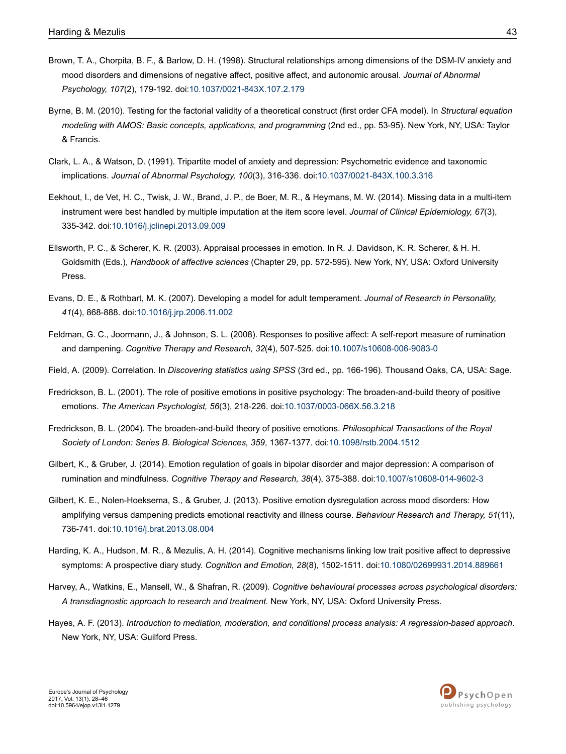Brown, T. A., Chorpita, B. F., & Barlow, D. H. (1998). Structural relationships among dimensions of the DSM-IV anxiety and mood disorders and dimensions of negative affect, positive affect, and autonomic arousal. *Journal of Abnormal Psychology, 107*(2), 179-192. doi:10.1037/0021-843X.107.2.179

Byrne, B. M. (2010). Testing for the factorial validity of a theoretical construct (first order CFA model). In *Structural equation modeling with AMOS: Basic concepts, applications, and programming* (2nd ed., pp. 53-95). New York, NY, USA: Taylor & Francis.

Clark, L. A., & Watson, D. (1991). Tripartite model of anxiety and depression: Psychometric evidence and taxonomic implications. *Journal of Abnormal Psychology, 100*(3), 316-336. doi:10.1037/0021-843X.100.3.316

Eekhout, I., de Vet, H. C., Twisk, J. W., Brand, J. P., de Boer, M. R., & Heymans, M. W. (2014). Missing data in a multi-item instrument were best handled by multiple imputation at the item score level. *Journal of Clinical Epidemiology, 67*(3), 335-342. doi:10.1016/j.jclinepi.2013.09.009

Ellsworth, P. C., & Scherer, K. R. (2003). Appraisal processes in emotion. In R. J. Davidson, K. R. Scherer, & H. H. Goldsmith (Eds.), *Handbook of affective sciences* (Chapter 29, pp. 572-595). New York, NY, USA: Oxford University Press.

Evans, D. E., & Rothbart, M. K. (2007). Developing a model for adult temperament. *Journal of Research in Personality, 41*(4), 868-888. doi:10.1016/j.jrp.2006.11.002

Feldman, G. C., Joormann, J., & Johnson, S. L. (2008). Responses to positive affect: A self-report measure of rumination and dampening. *Cognitive Therapy and Research, 32*(4), 507-525. doi:10.1007/s10608-006-9083-0

Field, A. (2009). Correlation. In *Discovering statistics using SPSS* (3rd ed., pp. 166-196). Thousand Oaks, CA, USA: Sage.

Fredrickson, B. L. (2001). The role of positive emotions in positive psychology: The broaden-and-build theory of positive emotions. *The American Psychologist, 56*(3), 218-226. doi:10.1037/0003-066X.56.3.218

Fredrickson, B. L. (2004). The broaden-and-build theory of positive emotions. *Philosophical Transactions of the Royal Society of London: Series B. Biological Sciences, 359*, 1367-1377. doi:10.1098/rstb.2004.1512

Gilbert, K., & Gruber, J. (2014). Emotion regulation of goals in bipolar disorder and major depression: A comparison of rumination and mindfulness. *Cognitive Therapy and Research, 38*(4), 375-388. doi:10.1007/s10608-014-9602-3

Gilbert, K. E., Nolen-Hoeksema, S., & Gruber, J. (2013). Positive emotion dysregulation across mood disorders: How amplifying versus dampening predicts emotional reactivity and illness course. *Behaviour Research and Therapy, 51*(11), 736-741. doi:10.1016/j.brat.2013.08.004

Harding, K. A., Hudson, M. R., & Mezulis, A. H. (2014). Cognitive mechanisms linking low trait positive affect to depressive symptoms: A prospective diary study. *Cognition and Emotion, 28*(8), 1502-1511. doi:10.1080/02699931.2014.889661

Harvey, A., Watkins, E., Mansell, W., & Shafran, R. (2009). *Cognitive behavioural processes across psychological disorders: A transdiagnostic approach to research and treatment.* New York, NY, USA: Oxford University Press.

Hayes, A. F. (2013). *Introduction to mediation, moderation, and conditional process analysis: A regression-based approach*. New York, NY, USA: Guilford Press.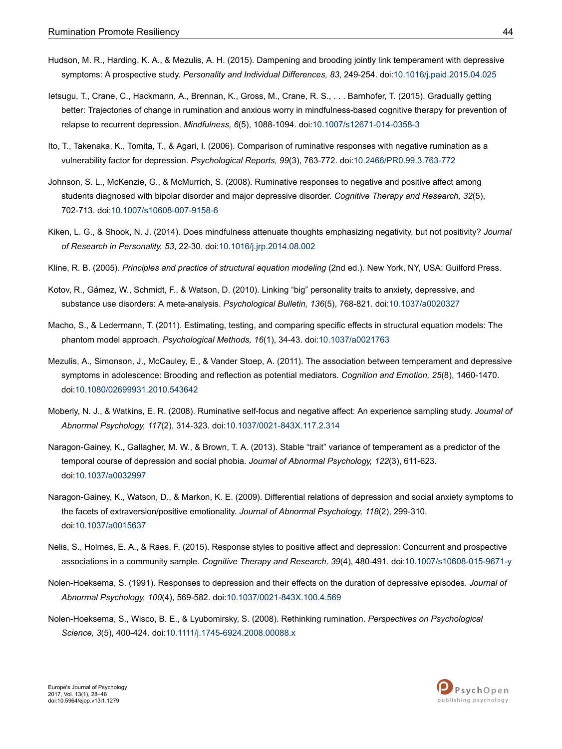Hudson, M. R., Harding, K. A., & Mezulis, A. H. (2015). Dampening and brooding jointly link temperament with depressive symptoms: A prospective study. *Personality and Individual Differences, 83*, 249-254. doi:10.1016/j.paid.2015.04.025

Ietsugu, T., Crane, C., Hackmann, A., Brennan, K., Gross, M., Crane, R. S., . . . Barnhofer, T. (2015). Gradually getting better: Trajectories of change in rumination and anxious worry in mindfulness-based cognitive therapy for prevention of relapse to recurrent depression. *Mindfulness, 6*(5), 1088-1094. doi:10.1007/s12671-014-0358-3

Ito, T., Takenaka, K., Tomita, T., & Agari, I. (2006). Comparison of ruminative responses with negative rumination as a vulnerability factor for depression. *Psychological Reports, 99*(3), 763-772. doi:10.2466/PR0.99.3.763-772

Johnson, S. L., McKenzie, G., & McMurrich, S. (2008). Ruminative responses to negative and positive affect among students diagnosed with bipolar disorder and major depressive disorder. *Cognitive Therapy and Research, 32*(5), 702-713. doi:10.1007/s10608-007-9158-6

Kiken, L. G., & Shook, N. J. (2014). Does mindfulness attenuate thoughts emphasizing negativity, but not positivity? *Journal of Research in Personality, 53*, 22-30. doi:10.1016/j.jrp.2014.08.002

Kline, R. B. (2005). *Principles and practice of structural equation modeling* (2nd ed.). New York, NY, USA: Guilford Press.

Kotov, R., Gámez, W., Schmidt, F., & Watson, D. (2010). Linking "big" personality traits to anxiety, depressive, and substance use disorders: A meta-analysis. *Psychological Bulletin, 136*(5), 768-821. doi:10.1037/a0020327

Macho, S., & Ledermann, T. (2011). Estimating, testing, and comparing specific effects in structural equation models: The phantom model approach. *Psychological Methods, 16*(1), 34-43. doi:10.1037/a0021763

Mezulis, A., Simonson, J., McCauley, E., & Vander Stoep, A. (2011). The association between temperament and depressive symptoms in adolescence: Brooding and reflection as potential mediators. *Cognition and Emotion, 25*(8), 1460-1470. doi:10.1080/02699931.2010.543642

Moberly, N. J., & Watkins, E. R. (2008). Ruminative self-focus and negative affect: An experience sampling study. *Journal of Abnormal Psychology, 117*(2), 314-323. doi:10.1037/0021-843X.117.2.314

Naragon-Gainey, K., Gallagher, M. W., & Brown, T. A. (2013). Stable "trait" variance of temperament as a predictor of the temporal course of depression and social phobia. *Journal of Abnormal Psychology, 122*(3), 611-623. doi:10.1037/a0032997

Naragon-Gainey, K., Watson, D., & Markon, K. E. (2009). Differential relations of depression and social anxiety symptoms to the facets of extraversion/positive emotionality. *Journal of Abnormal Psychology, 118*(2), 299-310. doi:10.1037/a0015637

Nelis, S., Holmes, E. A., & Raes, F. (2015). Response styles to positive affect and depression: Concurrent and prospective associations in a community sample. *Cognitive Therapy and Research, 39*(4), 480-491. doi:10.1007/s10608-015-9671-y

Nolen-Hoeksema, S. (1991). Responses to depression and their effects on the duration of depressive episodes. *Journal of Abnormal Psychology, 100*(4), 569-582. doi:10.1037/0021-843X.100.4.569

Nolen-Hoeksema, S., Wisco, B. E., & Lyubomirsky, S. (2008). Rethinking rumination. *Perspectives on Psychological Science, 3*(5), 400-424. doi:10.1111/j.1745-6924.2008.00088.x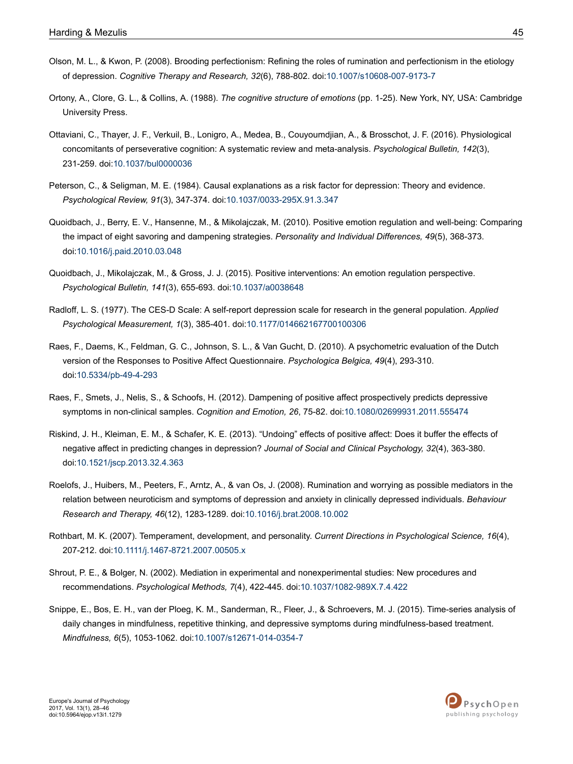Olson, M. L., & Kwon, P. (2008). Brooding perfectionism: Refining the roles of rumination and perfectionism in the etiology of depression. *Cognitive Therapy and Research, 32*(6), 788-802. doi:10.1007/s10608-007-9173-7

Ortony, A., Clore, G. L., & Collins, A. (1988). *The cognitive structure of emotions* (pp. 1-25). New York, NY, USA: Cambridge University Press.

Ottaviani, C., Thayer, J. F., Verkuil, B., Lonigro, A., Medea, B., Couyoumdjian, A., & Brosschot, J. F. (2016). Physiological concomitants of perseverative cognition: A systematic review and meta-analysis. *Psychological Bulletin, 142*(3), 231-259. doi:10.1037/bul0000036

Peterson, C., & Seligman, M. E. (1984). Causal explanations as a risk factor for depression: Theory and evidence. *Psychological Review, 91*(3), 347-374. doi:10.1037/0033-295X.91.3.347

Quoidbach, J., Berry, E. V., Hansenne, M., & Mikolajczak, M. (2010). Positive emotion regulation and well-being: Comparing the impact of eight savoring and dampening strategies. *Personality and Individual Differences, 49*(5), 368-373. doi:10.1016/j.paid.2010.03.048

Quoidbach, J., Mikolajczak, M., & Gross, J. J. (2015). Positive interventions: An emotion regulation perspective. *Psychological Bulletin, 141*(3), 655-693. doi:10.1037/a0038648

Radloff, L. S. (1977). The CES-D Scale: A self-report depression scale for research in the general population. *Applied Psychological Measurement, 1*(3), 385-401. doi:10.1177/014662167700100306

Raes, F., Daems, K., Feldman, G. C., Johnson, S. L., & Van Gucht, D. (2010). A psychometric evaluation of the Dutch version of the Responses to Positive Affect Questionnaire. *Psychologica Belgica, 49*(4), 293-310. doi:10.5334/pb-49-4-293

Raes, F., Smets, J., Nelis, S., & Schoofs, H. (2012). Dampening of positive affect prospectively predicts depressive symptoms in non-clinical samples. *Cognition and Emotion, 26*, 75-82. doi:10.1080/02699931.2011.555474

Riskind, J. H., Kleiman, E. M., & Schafer, K. E. (2013). "Undoing" effects of positive affect: Does it buffer the effects of negative affect in predicting changes in depression? *Journal of Social and Clinical Psychology, 32*(4), 363-380. doi:10.1521/jscp.2013.32.4.363

Roelofs, J., Huibers, M., Peeters, F., Arntz, A., & van Os, J. (2008). Rumination and worrying as possible mediators in the relation between neuroticism and symptoms of depression and anxiety in clinically depressed individuals. *Behaviour Research and Therapy, 46*(12), 1283-1289. doi:10.1016/j.brat.2008.10.002

Rothbart, M. K. (2007). Temperament, development, and personality. *Current Directions in Psychological Science, 16*(4), 207-212. doi:10.1111/j.1467-8721.2007.00505.x

Shrout, P. E., & Bolger, N. (2002). Mediation in experimental and nonexperimental studies: New procedures and recommendations. *Psychological Methods, 7*(4), 422-445. doi:10.1037/1082-989X.7.4.422

Snippe, E., Bos, E. H., van der Ploeg, K. M., Sanderman, R., Fleer, J., & Schroevers, M. J. (2015). Time-series analysis of daily changes in mindfulness, repetitive thinking, and depressive symptoms during mindfulness-based treatment. *Mindfulness, 6*(5), 1053-1062. doi:10.1007/s12671-014-0354-7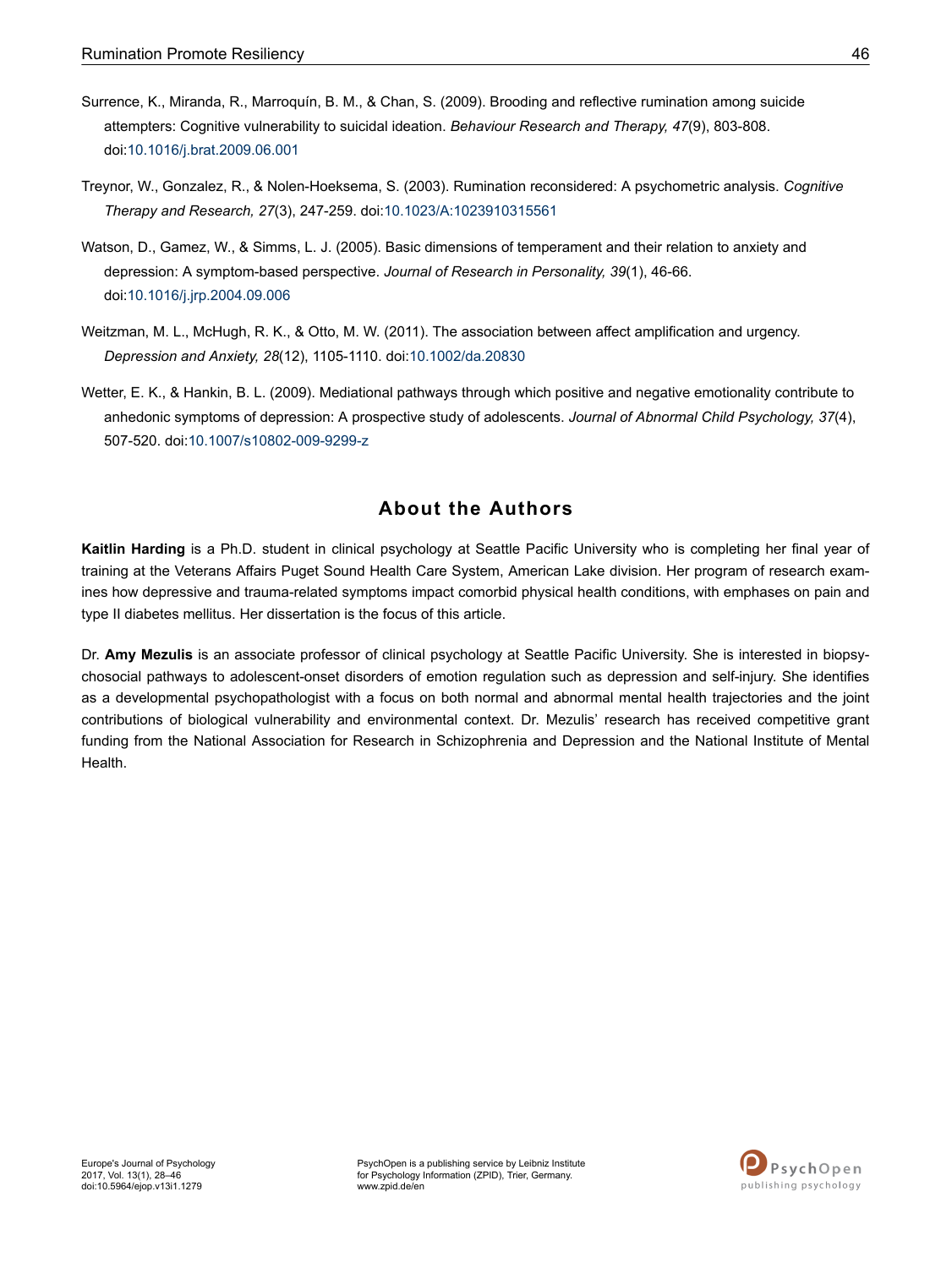Surrence, K., Miranda, R., Marroquín, B. M., & Chan, S. (2009). Brooding and reflective rumination among suicide attempters: Cognitive vulnerability to suicidal ideation. *Behaviour Research and Therapy, 47*(9), 803-808. doi:10.1016/j.brat.2009.06.001

Treynor, W., Gonzalez, R., & Nolen-Hoeksema, S. (2003). Rumination reconsidered: A psychometric analysis. *Cognitive Therapy and Research, 27*(3), 247-259. doi:10.1023/A:1023910315561

Watson, D., Gamez, W., & Simms, L. J. (2005). Basic dimensions of temperament and their relation to anxiety and depression: A symptom-based perspective. *Journal of Research in Personality, 39*(1), 46-66. doi:10.1016/j.jrp.2004.09.006

Weitzman, M. L., McHugh, R. K., & Otto, M. W. (2011). The association between affect amplification and urgency. *Depression and Anxiety, 28*(12), 1105-1110. doi:10.1002/da.20830

Wetter, E. K., & Hankin, B. L. (2009). Mediational pathways through which positive and negative emotionality contribute to anhedonic symptoms of depression: A prospective study of adolescents. *Journal of Abnormal Child Psychology, 37*(4), 507-520. doi:10.1007/s10802-009-9299-z

## About the Authors

**Kaitlin Harding** is a Ph.D. student in clinical psychology at Seattle Pacific University who is completing her final year of training at the Veterans Affairs Puget Sound Health Care System, American Lake division. Her program of research examines how depressive and trauma-related symptoms impact comorbid physical health conditions, with emphases on pain and type II diabetes mellitus. Her dissertation is the focus of this article.

Dr. **Amy Mezulis** is an associate professor of clinical psychology at Seattle Pacific University. She is interested in biopsychosocial pathways to adolescent-onset disorders of emotion regulation such as depression and self-injury. She identifies as a developmental psychopathologist with a focus on both normal and abnormal mental health trajectories and the joint contributions of biological vulnerability and environmental context. Dr. Mezulis' research has received competitive grant funding from the National Association for Research in Schizophrenia and Depression and the National Institute of Mental Health.